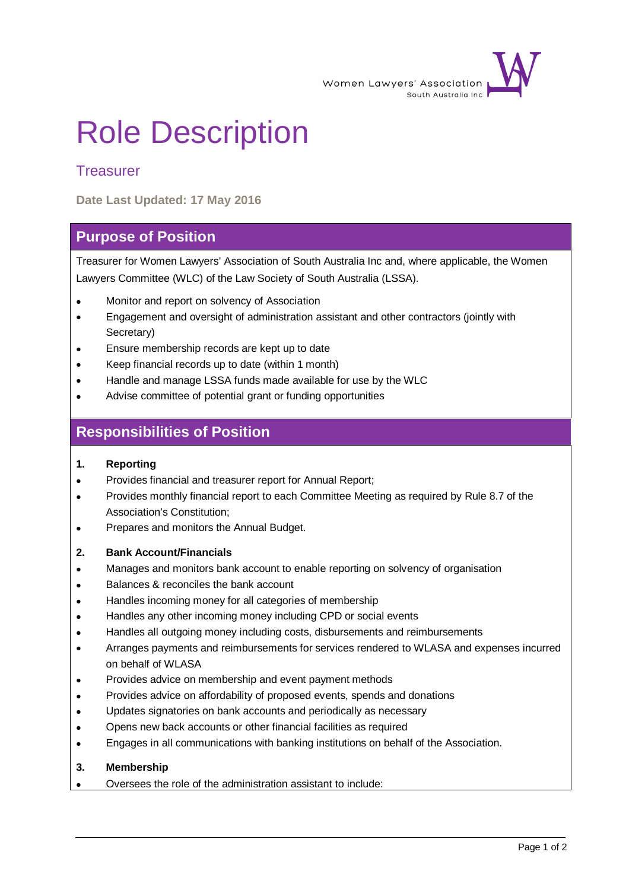Women Lawyers' Association South Australia Inc

# Role Description

## Treasurer

**Date Last Updated: 17 May 2016**

## Purpose of Position

Treasurer for Women Lawyers' Association of South Australia Inc and, where applicable, the Women Lawyers Committee (WLC) of the Law Society of South Australia (LSSA).

- Monitor and report on solvency of Association
- Engagement and oversight of administration assistant and other contractors (jointly with Secretary)
- Ensure membership records are kept up to date
- Keep financial records up to date (within 1 month)
- Handle and manage LSSA funds made available for use by the WLC
- Advise committee of potential grant or funding opportunities

## Responsibilities of Position

### 1. Reporting

- Provides financial and treasurer report for Annual Report;
- Provides monthly financial report to each Committee Meeting as required by Rule 8.7 of the Association's Constitution;
- Prepares and monitors the Annual Budget.

### 2. Bank Account/Financials

- Manages and monitors bank account to enable reporting on solvency of organisation
- Balances & reconciles the bank account
- Handles incoming money for all categories of membership
- Handles any other incoming money including CPD or social events
- Handles all outgoing money including costs, disbursements and reimbursements
- Arranges payments and reimbursements for services rendered to WLASA and expenses incurred on behalf of WLASA
- Provides advice on membership and event payment methods
- Provides advice on affordability of proposed events, spends and donations
- Updates signatories on bank accounts and periodically as necessary
- Opens new back accounts or other financial facilities as required
- Engages in all communications with banking institutions on behalf of the Association.

### 3. Membership

- Oversees the role of the administration assistant to include: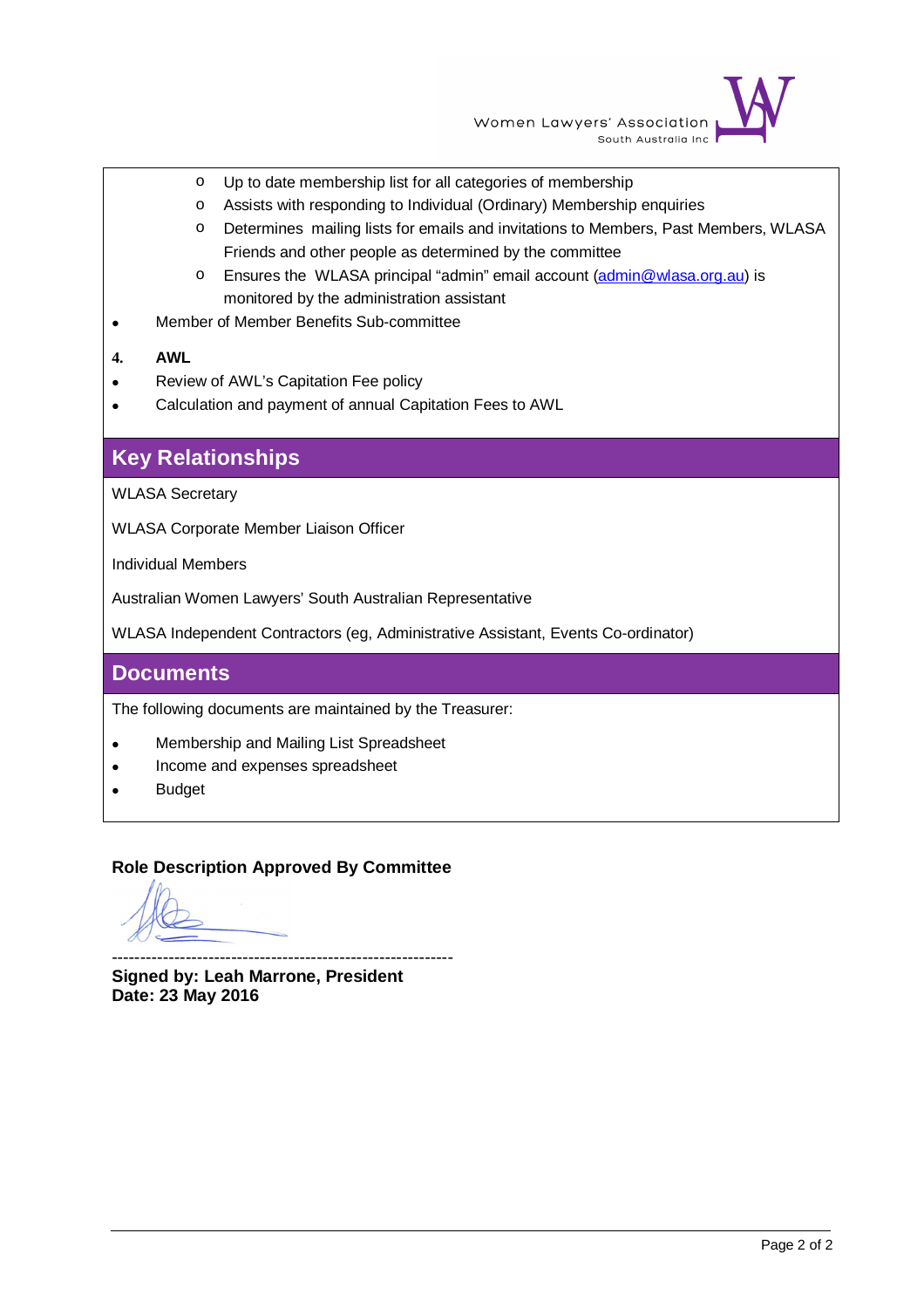- Up to date membership list for all categories of membership
  - Assists with responding to Individual (Ordinary) Membership enquiries
  - Determines mailing lists for emails and invitations to Members, Past Members, WLASA Friends and other people as determined by the committee
  - Ensures the WLASA principal "admin" email account (admin@wlasa.org.au) is monitored by the administration assistant
- Member of Member Benefits Sub-committee

**4. AWL**

- Review of AWL's Capitation Fee policy
- Calculation and payment of annual Capitation Fees to AWL

## Key Relationships

WLASA Secretary

WLASA Corporate Member Liaison Officer

Individual Members

Australian Women Lawyers' South Australian Representative

WLASA Independent Contractors (eg, Administrative Assistant, Events Co-ordinator)

## Documents

The following documents are maintained by the Treasurer:

- Membership and Mailing List Spreadsheet
- Income and expenses spreadsheet
- Budget

**Role Description Approved By Committee**

------------------------------------------------------------

**Signed by: Leah Marrone, President**
**Date: 23 May 2016**